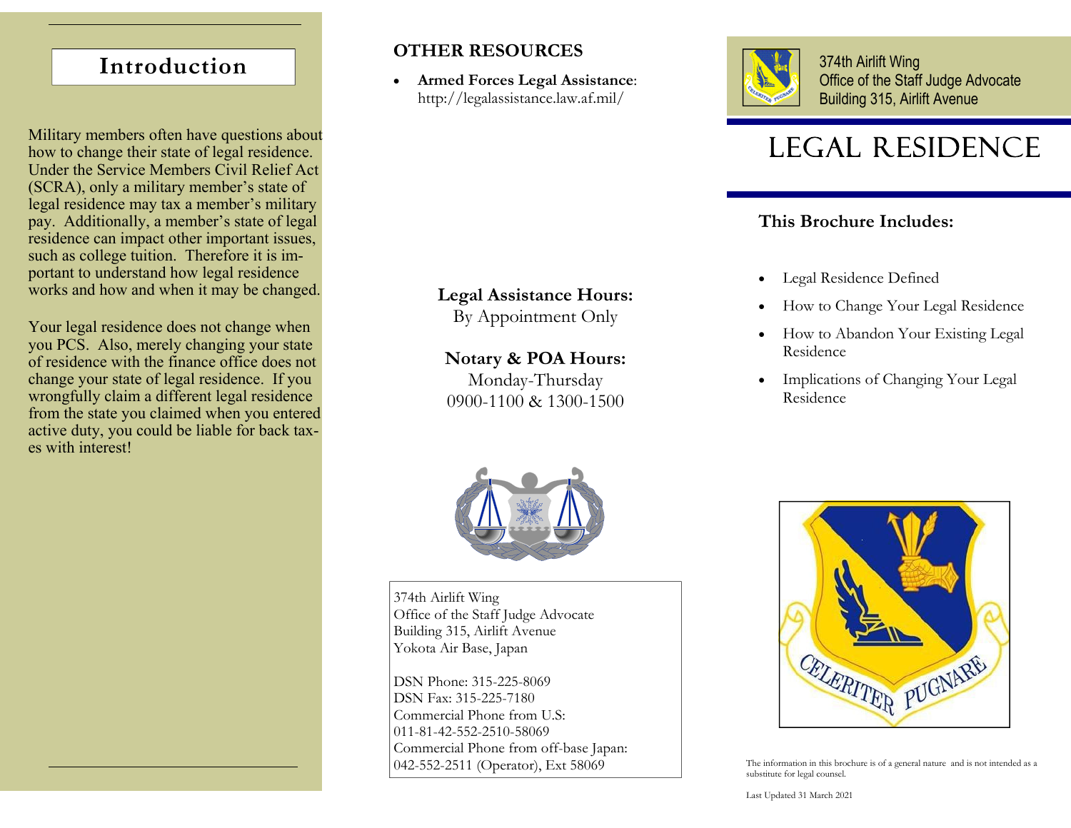## Introduction

Military members often have questions about how to change their state of legal residence. Under the Service Members Civil Relief Act (SCRA), only a military member's state of legal residence may tax a member's military pay. Additionally, a member's state of legal residence can impact other important issues, such as college tuition. Therefore it is important to understand how legal residence works and how and when it may be changed.

Your legal residence does not change when you PCS. Also, merely changing your state of residence with the finance office does not change your state of legal residence. If you wrongfully claim a different legal residence from the state you claimed when you entered active duty, you could be liable for back taxes with interest!

## OTHER RESOURCES

- **Armed Forces Legal Assistance**: http://legalassistance.law.af.mil/

**Legal Assistance Hours:**
By Appointment Only

**Notary & POA Hours:**
Monday-Thursday
0900-1100 & 1300-1500

374th Airlift Wing
Office of the Staff Judge Advocate
Building 315, Airlift Avenue
Yokota Air Base, Japan

DSN Phone: 315-225-8069
DSN Fax: 315-225-7180
Commercial Phone from U.S:
011-81-42-552-2510-58069
Commercial Phone from off-base Japan:
042-552-2511 (Operator), Ext 58069

374th Airlift Wing
Office of the Staff Judge Advocate
Building 315, Airlift Avenue

# LEGAL RESIDENCE

### This Brochure Includes:

- Legal Residence Defined
- How to Change Your Legal Residence
- How to Abandon Your Existing Legal Residence
- Implications of Changing Your Legal Residence

The information in this brochure is of a general nature and is not intended as a substitute for legal counsel.

Last Updated 31 March 2021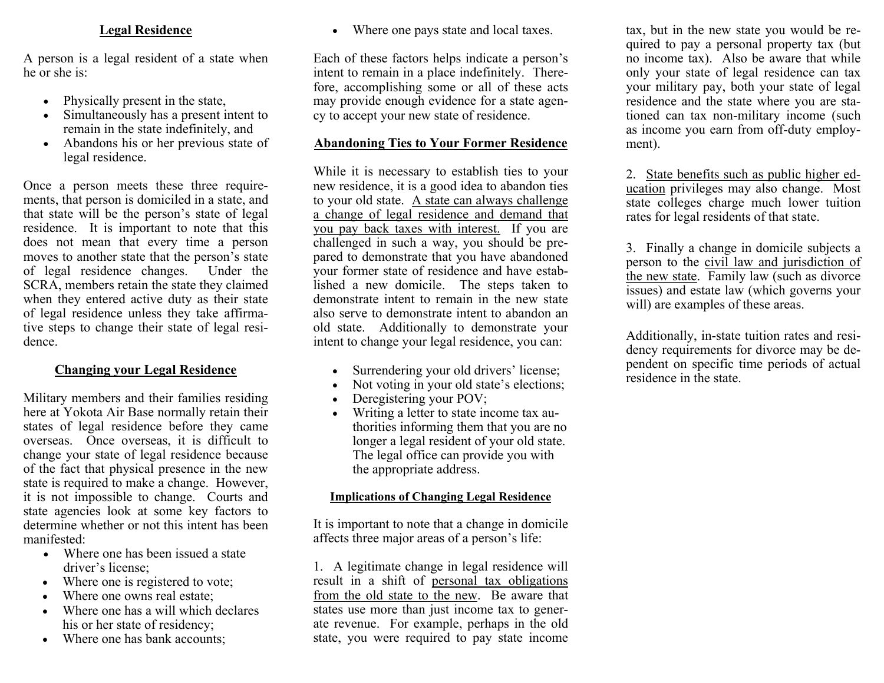## Legal Residence

A person is a legal resident of a state when he or she is:

- Physically present in the state,
- Simultaneously has a present intent to remain in the state indefinitely, and
- Abandons his or her previous state of legal residence.

Once a person meets these three requirements, that person is domiciled in a state, and that state will be the person's state of legal residence. It is important to note that this does not mean that every time a person moves to another state that the person's state of legal residence changes. Under the SCRA, members retain the state they claimed when they entered active duty as their state of legal residence unless they take affirmative steps to change their state of legal residence.

## Changing your Legal Residence

Military members and their families residing here at Yokota Air Base normally retain their states of legal residence before they came overseas. Once overseas, it is difficult to change your state of legal residence because of the fact that physical presence in the new state is required to make a change. However, it is not impossible to change. Courts and state agencies look at some key factors to determine whether or not this intent has been manifested:

- Where one has been issued a state driver's license;
- Where one is registered to vote;
- Where one owns real estate;
- Where one has a will which declares his or her state of residency;
- Where one has bank accounts;
- Where one pays state and local taxes.

Each of these factors helps indicate a person's intent to remain in a place indefinitely. Therefore, accomplishing some or all of these acts may provide enough evidence for a state agency to accept your new state of residence.

## Abandoning Ties to Your Former Residence

While it is necessary to establish ties to your new residence, it is a good idea to abandon ties to your old state. A state can always challenge a change of legal residence and demand that you pay back taxes with interest. If you are challenged in such a way, you should be prepared to demonstrate that you have abandoned your former state of residence and have established a new domicile. The steps taken to demonstrate intent to remain in the new state also serve to demonstrate intent to abandon an old state. Additionally to demonstrate your intent to change your legal residence, you can:

- Surrendering your old drivers' license;
- Not voting in your old state's elections;
- Deregistering your POV;
- Writing a letter to state income tax authorities informing them that you are no longer a legal resident of your old state. The legal office can provide you with the appropriate address.

### Implications of Changing Legal Residence

It is important to note that a change in domicile affects three major areas of a person's life:

1. A legitimate change in legal residence will result in a shift of personal tax obligations from the old state to the new. Be aware that states use more than just income tax to generate revenue. For example, perhaps in the old state, you were required to pay state income tax, but in the new state you would be required to pay a personal property tax (but no income tax). Also be aware that while only your state of legal residence can tax your military pay, both your state of legal residence and the state where you are stationed can tax non-military income (such as income you earn from off-duty employment).

2. State benefits such as public higher education privileges may also change. Most state colleges charge much lower tuition rates for legal residents of that state.

3. Finally a change in domicile subjects a person to the civil law and jurisdiction of the new state. Family law (such as divorce issues) and estate law (which governs your will) are examples of these areas.

Additionally, in-state tuition rates and residency requirements for divorce may be dependent on specific time periods of actual residence in the state.